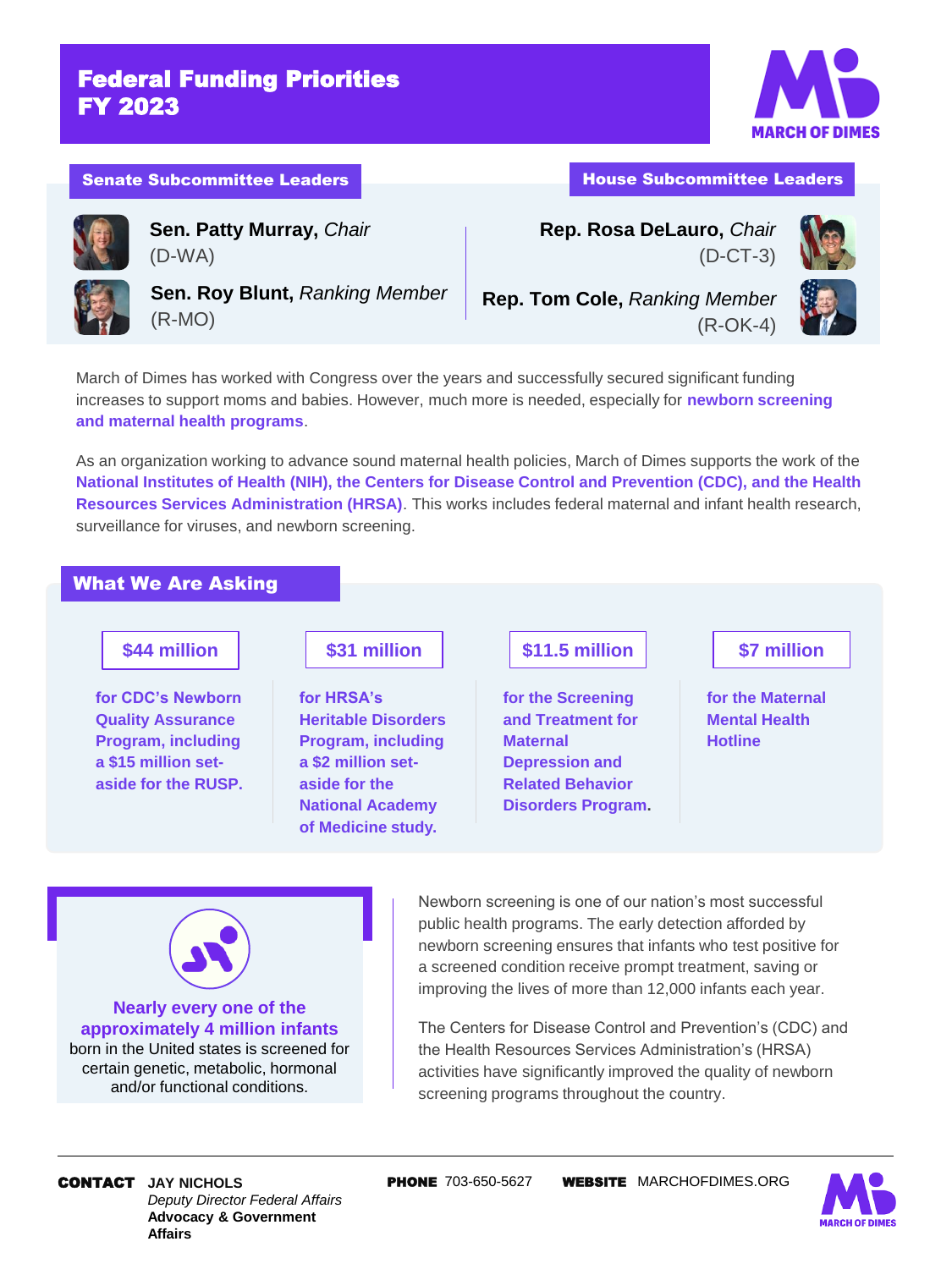# Federal Funding Priorities FY 2023

MARCH OF DIMES

## Senate Subcommittee Leaders

**Sen. Patty Murray,** *Chair*
(D-WA)

**Sen. Roy Blunt,** *Ranking Member*
(R-MO)

## House Subcommittee Leaders

**Rep. Rosa DeLauro,** *Chair*
(D-CT-3)

**Rep. Tom Cole,** *Ranking Member*
(R-OK-4)

March of Dimes has worked with Congress over the years and successfully secured significant funding increases to support moms and babies. However, much more is needed, especially for **newborn screening and maternal health programs**.

As an organization working to advance sound maternal health policies, March of Dimes supports the work of the **National Institutes of Health (NIH), the Centers for Disease Control and Prevention (CDC), and the Health Resources Services Administration (HRSA)**. This works includes federal maternal and infant health research, surveillance for viruses, and newborn screening.

## What We Are Asking

**$44 million**

**for CDC's Newborn Quality Assurance Program, including a $15 million set-aside for the RUSP.**

**$31 million**

**for HRSA's Heritable Disorders Program, including a $2 million set-aside for the National Academy of Medicine study.**

**$11.5 million**

**for the Screening and Treatment for Maternal Depression and Related Behavior Disorders Program.**

**$7 million**

**for the Maternal Mental Health Hotline**

**Nearly every one of the approximately 4 million infants** born in the United states is screened for certain genetic, metabolic, hormonal and/or functional conditions.

Newborn screening is one of our nation's most successful public health programs. The early detection afforded by newborn screening ensures that infants who test positive for a screened condition receive prompt treatment, saving or improving the lives of more than 12,000 infants each year.

The Centers for Disease Control and Prevention's (CDC) and the Health Resources Services Administration's (HRSA) activities have significantly improved the quality of newborn screening programs throughout the country.

---

**CONTACT** JAY NICHOLS
*Deputy Director Federal Affairs*
**Advocacy & Government Affairs**

**PHONE** 703-650-5627

**WEBSITE** MARCHOFDIMES.ORG

MARCH OF DIMES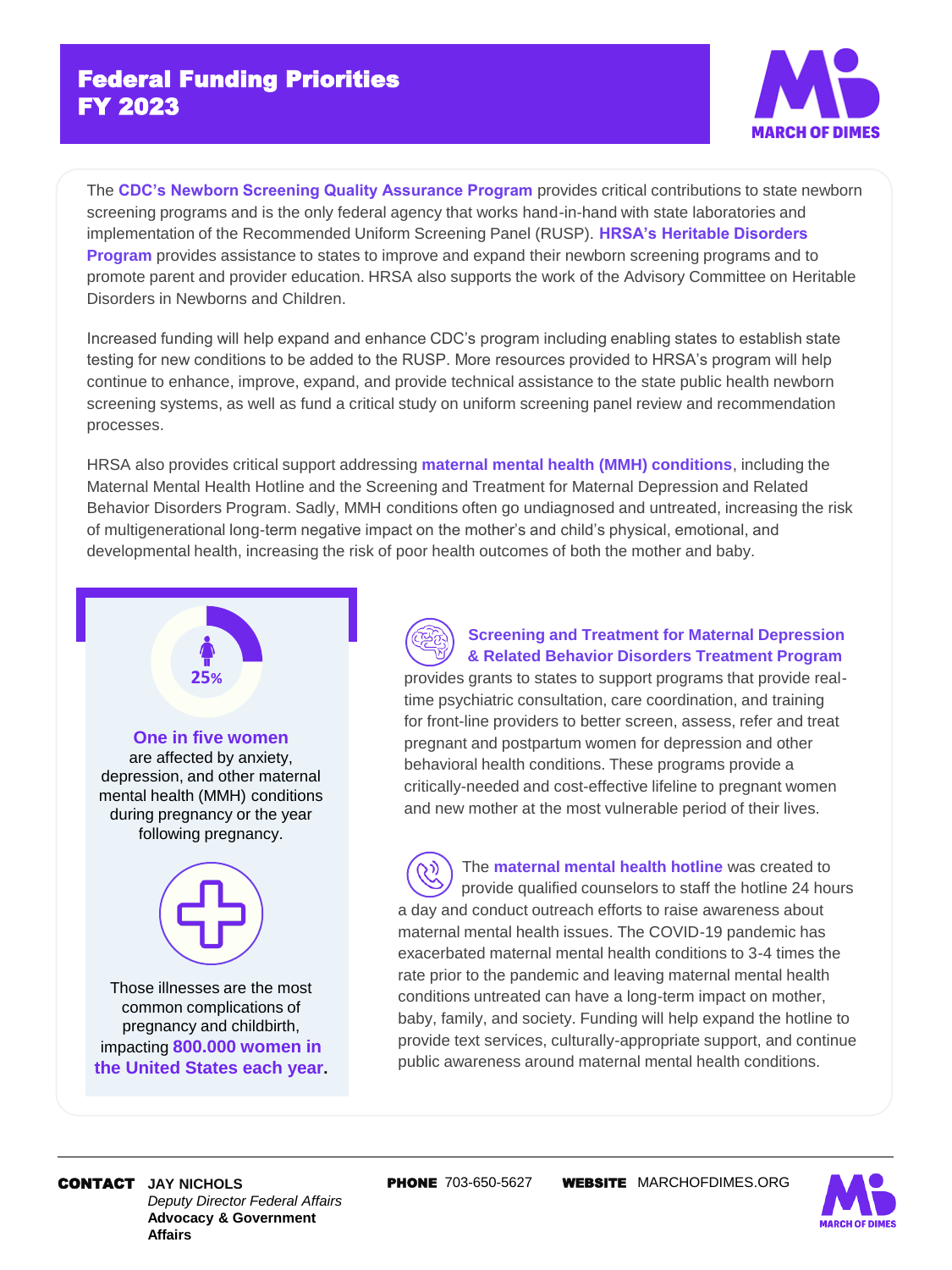# Federal Funding Priorities FY 2023

MARCH OF DIMES

The **CDC's Newborn Screening Quality Assurance Program** provides critical contributions to state newborn screening programs and is the only federal agency that works hand-in-hand with state laboratories and implementation of the Recommended Uniform Screening Panel (RUSP). **HRSA's Heritable Disorders Program** provides assistance to states to improve and expand their newborn screening programs and to promote parent and provider education. HRSA also supports the work of the Advisory Committee on Heritable Disorders in Newborns and Children.

Increased funding will help expand and enhance CDC's program including enabling states to establish state testing for new conditions to be added to the RUSP. More resources provided to HRSA's program will help continue to enhance, improve, expand, and provide technical assistance to the state public health newborn screening systems, as well as fund a critical study on uniform screening panel review and recommendation processes.

HRSA also provides critical support addressing **maternal mental health (MMH) conditions**, including the Maternal Mental Health Hotline and the Screening and Treatment for Maternal Depression and Related Behavior Disorders Program. Sadly, MMH conditions often go undiagnosed and untreated, increasing the risk of multigenerational long-term negative impact on the mother's and child's physical, emotional, and developmental health, increasing the risk of poor health outcomes of both the mother and baby.

25%

**One in five women** are affected by anxiety, depression, and other maternal mental health (MMH) conditions during pregnancy or the year following pregnancy.

Those illnesses are the most common complications of pregnancy and childbirth, impacting **800.000 women in the United States each year**.

**Screening and Treatment for Maternal Depression & Related Behavior Disorders Treatment Program** provides grants to states to support programs that provide real-time psychiatric consultation, care coordination, and training for front-line providers to better screen, assess, refer and treat pregnant and postpartum women for depression and other behavioral health conditions. These programs provide a critically-needed and cost-effective lifeline to pregnant women and new mother at the most vulnerable period of their lives.

The **maternal mental health hotline** was created to provide qualified counselors to staff the hotline 24 hours a day and conduct outreach efforts to raise awareness about maternal mental health issues. The COVID-19 pandemic has exacerbated maternal mental health conditions to 3-4 times the rate prior to the pandemic and leaving maternal mental health conditions untreated can have a long-term impact on mother, baby, family, and society. Funding will help expand the hotline to provide text services, culturally-appropriate support, and continue public awareness around maternal mental health conditions.

---

**CONTACT** **JAY NICHOLS**
*Deputy Director Federal Affairs*
**Advocacy & Government Affairs**

**PHONE** 703-650-5627

**WEBSITE** MARCHOFDIMES.ORG

MARCH OF DIMES